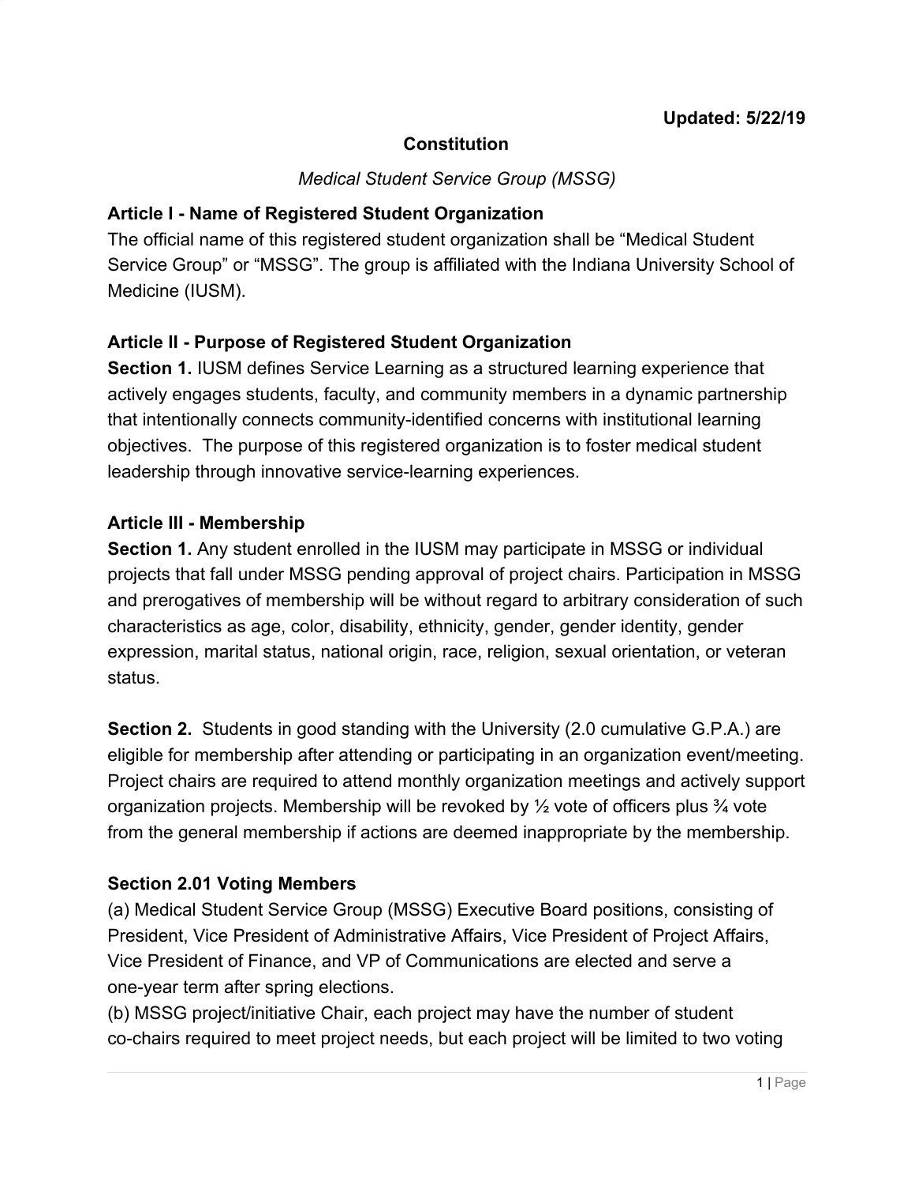**Updated: 5/22/19**

# Constitution

*Medical Student Service Group (MSSG)*

## Article I - Name of Registered Student Organization

The official name of this registered student organization shall be “Medical Student Service Group” or “MSSG”. The group is affiliated with the Indiana University School of Medicine (IUSM).

## Article II - Purpose of Registered Student Organization

**Section 1.** IUSM defines Service Learning as a structured learning experience that actively engages students, faculty, and community members in a dynamic partnership that intentionally connects community-identified concerns with institutional learning objectives. The purpose of this registered organization is to foster medical student leadership through innovative service-learning experiences.

## Article III - Membership

**Section 1.** Any student enrolled in the IUSM may participate in MSSG or individual projects that fall under MSSG pending approval of project chairs. Participation in MSSG and prerogatives of membership will be without regard to arbitrary consideration of such characteristics as age, color, disability, ethnicity, gender, gender identity, gender expression, marital status, national origin, race, religion, sexual orientation, or veteran status.

**Section 2.** Students in good standing with the University (2.0 cumulative G.P.A.) are eligible for membership after attending or participating in an organization event/meeting. Project chairs are required to attend monthly organization meetings and actively support organization projects. Membership will be revoked by ½ vote of officers plus ¾ vote from the general membership if actions are deemed inappropriate by the membership.

### Section 2.01 Voting Members

(a) Medical Student Service Group (MSSG) Executive Board positions, consisting of President, Vice President of Administrative Affairs, Vice President of Project Affairs, Vice President of Finance, and VP of Communications are elected and serve a one-year term after spring elections.

(b) MSSG project/initiative Chair, each project may have the number of student co-chairs required to meet project needs, but each project will be limited to two voting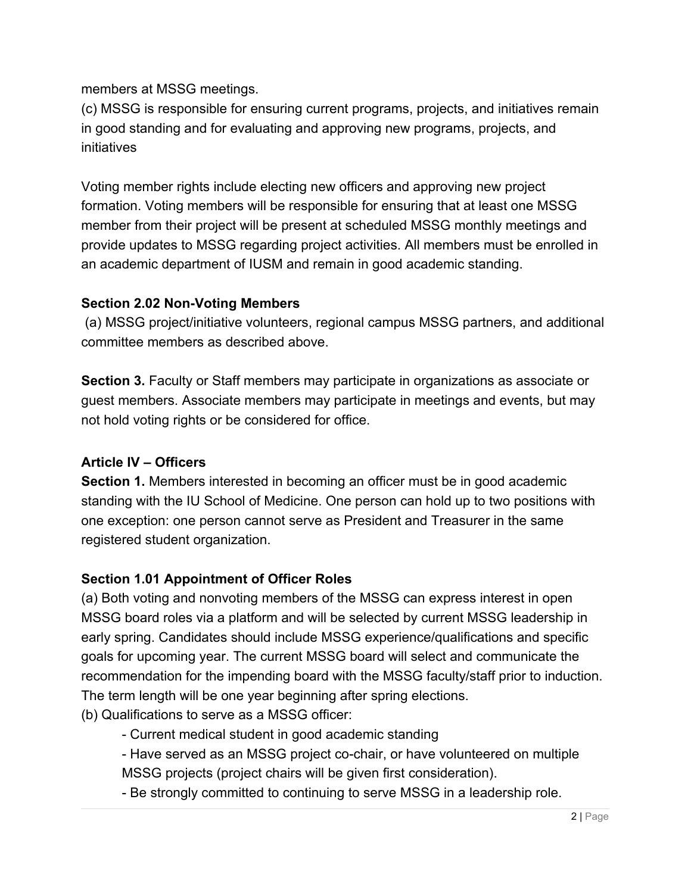members at MSSG meetings.
(c) MSSG is responsible for ensuring current programs, projects, and initiatives remain in good standing and for evaluating and approving new programs, projects, and initiatives

Voting member rights include electing new officers and approving new project formation. Voting members will be responsible for ensuring that at least one MSSG member from their project will be present at scheduled MSSG monthly meetings and provide updates to MSSG regarding project activities. All members must be enrolled in an academic department of IUSM and remain in good academic standing.

**Section 2.02 Non-Voting Members**
(a) MSSG project/initiative volunteers, regional campus MSSG partners, and additional committee members as described above.

**Section 3.** Faculty or Staff members may participate in organizations as associate or guest members. Associate members may participate in meetings and events, but may not hold voting rights or be considered for office.

**Article IV – Officers**
**Section 1.** Members interested in becoming an officer must be in good academic standing with the IU School of Medicine. One person can hold up to two positions with one exception: one person cannot serve as President and Treasurer in the same registered student organization.

**Section 1.01 Appointment of Officer Roles**
(a) Both voting and nonvoting members of the MSSG can express interest in open MSSG board roles via a platform and will be selected by current MSSG leadership in early spring. Candidates should include MSSG experience/qualifications and specific goals for upcoming year. The current MSSG board will select and communicate the recommendation for the impending board with the MSSG faculty/staff prior to induction. The term length will be one year beginning after spring elections.
(b) Qualifications to serve as a MSSG officer:

- Current medical student in good academic standing
- Have served as an MSSG project co-chair, or have volunteered on multiple MSSG projects (project chairs will be given first consideration).
- Be strongly committed to continuing to serve MSSG in a leadership role.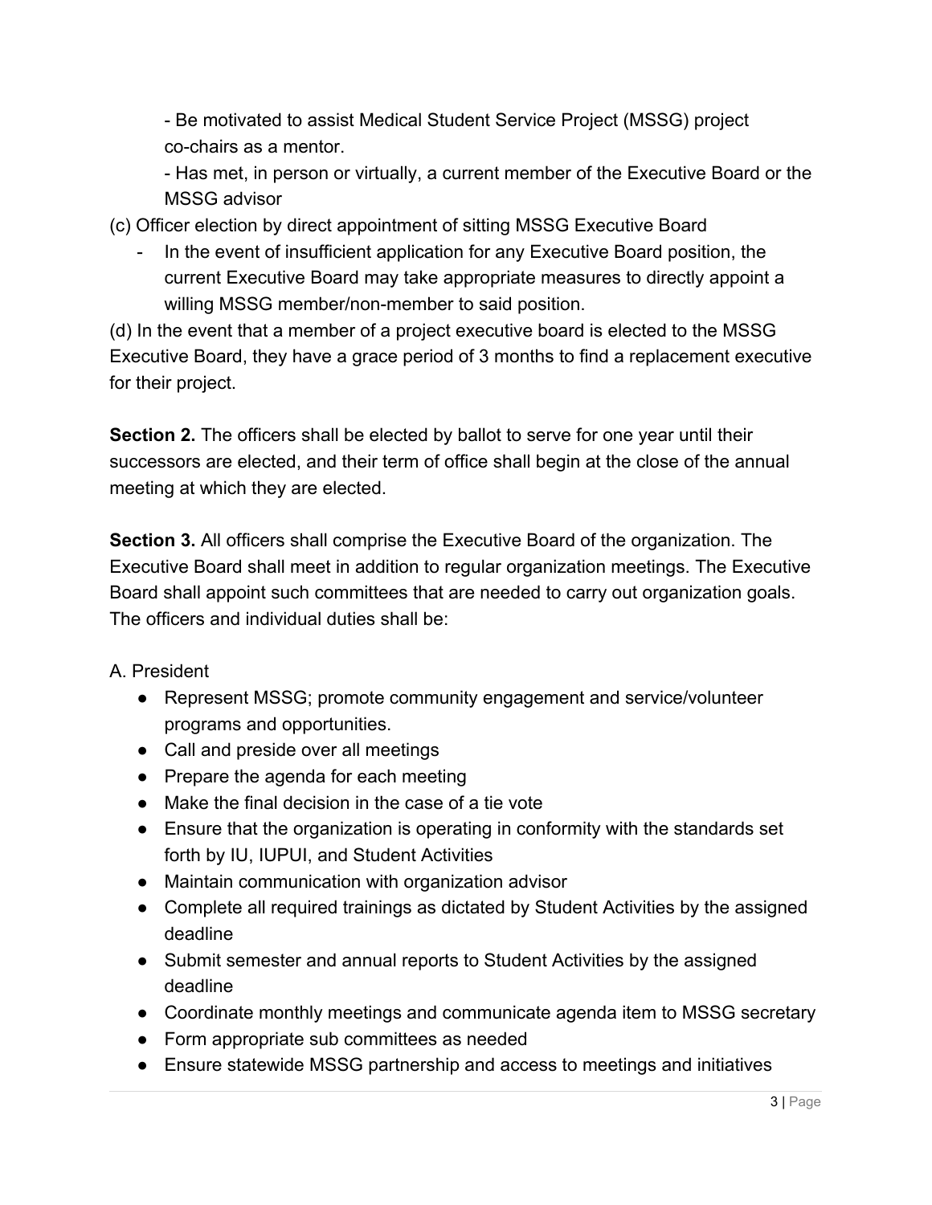- Be motivated to assist Medical Student Service Project (MSSG) project co-chairs as a mentor.
- Has met, in person or virtually, a current member of the Executive Board or the MSSG advisor

(c) Officer election by direct appointment of sitting MSSG Executive Board

- In the event of insufficient application for any Executive Board position, the current Executive Board may take appropriate measures to directly appoint a willing MSSG member/non-member to said position.

(d) In the event that a member of a project executive board is elected to the MSSG Executive Board, they have a grace period of 3 months to find a replacement executive for their project.

**Section 2.** The officers shall be elected by ballot to serve for one year until their successors are elected, and their term of office shall begin at the close of the annual meeting at which they are elected.

**Section 3.** All officers shall comprise the Executive Board of the organization. The Executive Board shall meet in addition to regular organization meetings. The Executive Board shall appoint such committees that are needed to carry out organization goals. The officers and individual duties shall be:

A. President

- Represent MSSG; promote community engagement and service/volunteer programs and opportunities.
- Call and preside over all meetings
- Prepare the agenda for each meeting
- Make the final decision in the case of a tie vote
- Ensure that the organization is operating in conformity with the standards set forth by IU, IUPUI, and Student Activities
- Maintain communication with organization advisor
- Complete all required trainings as dictated by Student Activities by the assigned deadline
- Submit semester and annual reports to Student Activities by the assigned deadline
- Coordinate monthly meetings and communicate agenda item to MSSG secretary
- Form appropriate sub committees as needed
- Ensure statewide MSSG partnership and access to meetings and initiatives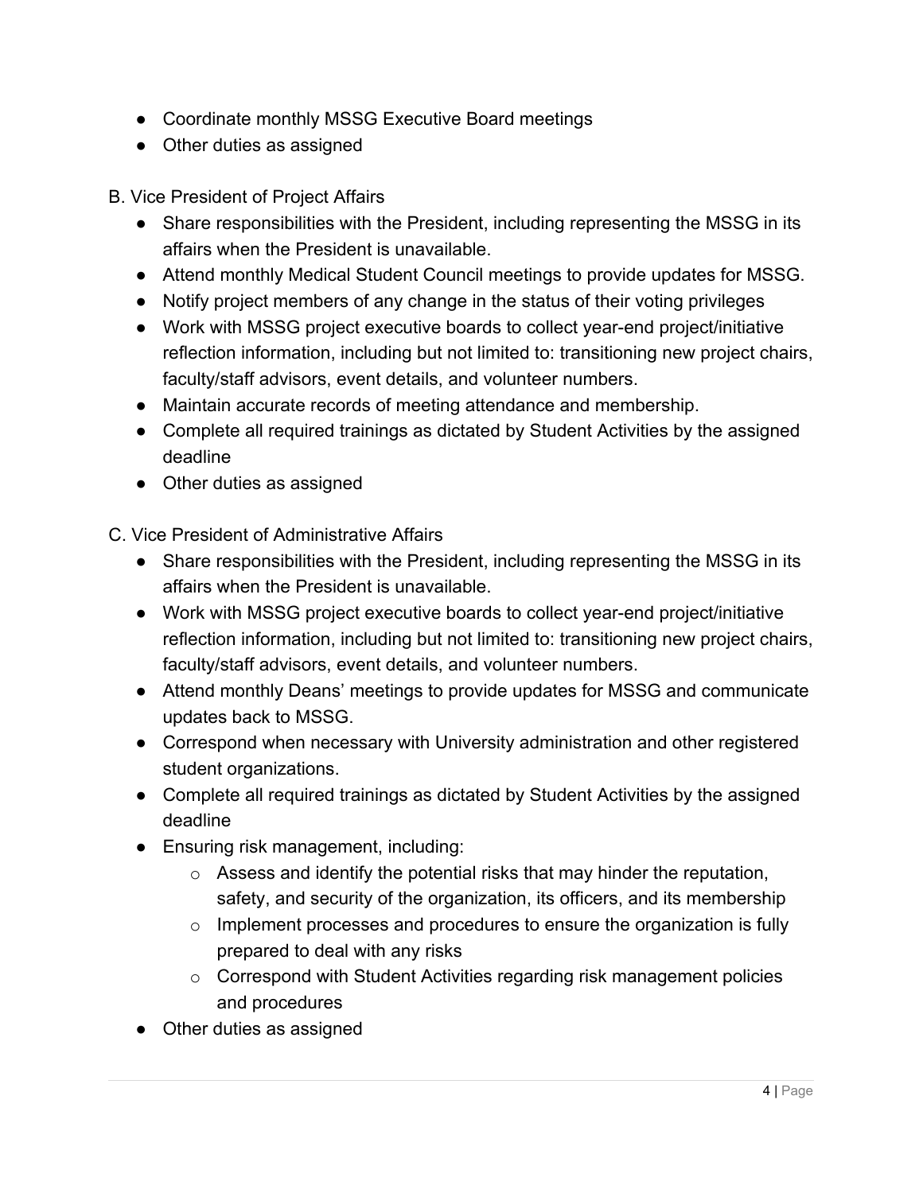- Coordinate monthly MSSG Executive Board meetings
- Other duties as assigned

B. Vice President of Project Affairs

- Share responsibilities with the President, including representing the MSSG in its affairs when the President is unavailable.
- Attend monthly Medical Student Council meetings to provide updates for MSSG.
- Notify project members of any change in the status of their voting privileges
- Work with MSSG project executive boards to collect year-end project/initiative reflection information, including but not limited to: transitioning new project chairs, faculty/staff advisors, event details, and volunteer numbers.
- Maintain accurate records of meeting attendance and membership.
- Complete all required trainings as dictated by Student Activities by the assigned deadline
- Other duties as assigned

C. Vice President of Administrative Affairs

- Share responsibilities with the President, including representing the MSSG in its affairs when the President is unavailable.
- Work with MSSG project executive boards to collect year-end project/initiative reflection information, including but not limited to: transitioning new project chairs, faculty/staff advisors, event details, and volunteer numbers.
- Attend monthly Deans' meetings to provide updates for MSSG and communicate updates back to MSSG.
- Correspond when necessary with University administration and other registered student organizations.
- Complete all required trainings as dictated by Student Activities by the assigned deadline
- Ensuring risk management, including:
  - Assess and identify the potential risks that may hinder the reputation, safety, and security of the organization, its officers, and its membership
  - Implement processes and procedures to ensure the organization is fully prepared to deal with any risks
  - Correspond with Student Activities regarding risk management policies and procedures
- Other duties as assigned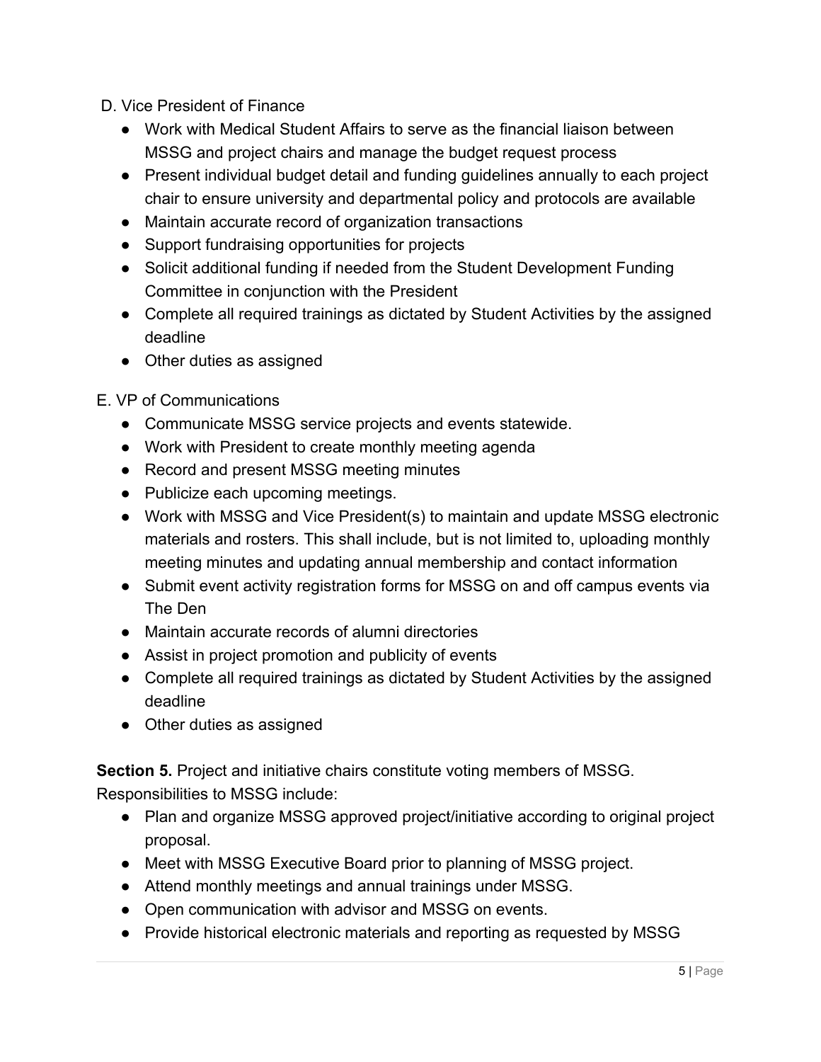D. Vice President of Finance

- Work with Medical Student Affairs to serve as the financial liaison between MSSG and project chairs and manage the budget request process
- Present individual budget detail and funding guidelines annually to each project chair to ensure university and departmental policy and protocols are available
- Maintain accurate record of organization transactions
- Support fundraising opportunities for projects
- Solicit additional funding if needed from the Student Development Funding Committee in conjunction with the President
- Complete all required trainings as dictated by Student Activities by the assigned deadline
- Other duties as assigned

E. VP of Communications

- Communicate MSSG service projects and events statewide.
- Work with President to create monthly meeting agenda
- Record and present MSSG meeting minutes
- Publicize each upcoming meetings.
- Work with MSSG and Vice President(s) to maintain and update MSSG electronic materials and rosters. This shall include, but is not limited to, uploading monthly meeting minutes and updating annual membership and contact information
- Submit event activity registration forms for MSSG on and off campus events via The Den
- Maintain accurate records of alumni directories
- Assist in project promotion and publicity of events
- Complete all required trainings as dictated by Student Activities by the assigned deadline
- Other duties as assigned

**Section 5.** Project and initiative chairs constitute voting members of MSSG. Responsibilities to MSSG include:

- Plan and organize MSSG approved project/initiative according to original project proposal.
- Meet with MSSG Executive Board prior to planning of MSSG project.
- Attend monthly meetings and annual trainings under MSSG.
- Open communication with advisor and MSSG on events.
- Provide historical electronic materials and reporting as requested by MSSG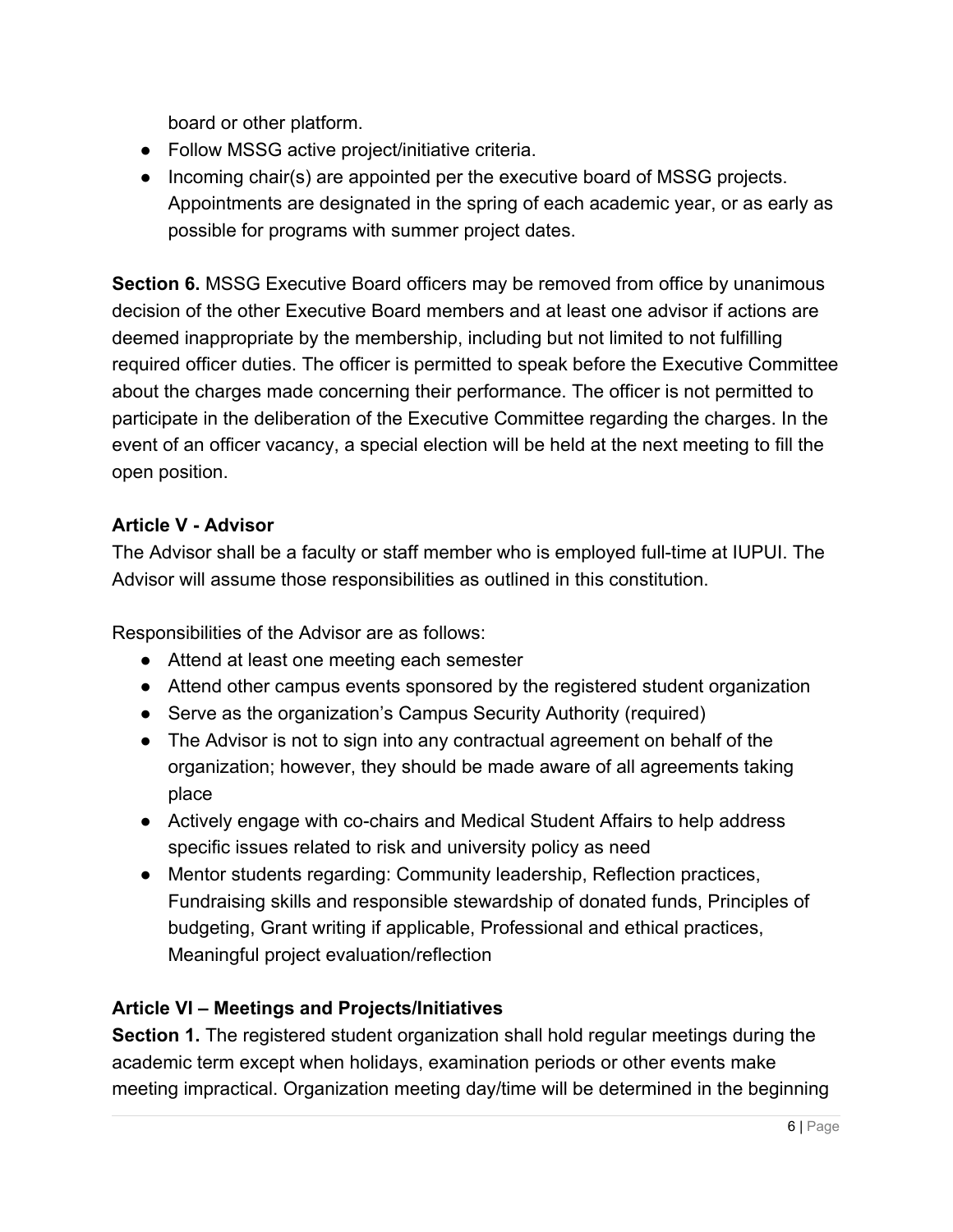board or other platform.
- Follow MSSG active project/initiative criteria.
- Incoming chair(s) are appointed per the executive board of MSSG projects. Appointments are designated in the spring of each academic year, or as early as possible for programs with summer project dates.

**Section 6.** MSSG Executive Board officers may be removed from office by unanimous decision of the other Executive Board members and at least one advisor if actions are deemed inappropriate by the membership, including but not limited to not fulfilling required officer duties. The officer is permitted to speak before the Executive Committee about the charges made concerning their performance. The officer is not permitted to participate in the deliberation of the Executive Committee regarding the charges. In the event of an officer vacancy, a special election will be held at the next meeting to fill the open position.

**Article V - Advisor**

The Advisor shall be a faculty or staff member who is employed full-time at IUPUI. The Advisor will assume those responsibilities as outlined in this constitution.

Responsibilities of the Advisor are as follows:

- Attend at least one meeting each semester
- Attend other campus events sponsored by the registered student organization
- Serve as the organization's Campus Security Authority (required)
- The Advisor is not to sign into any contractual agreement on behalf of the organization; however, they should be made aware of all agreements taking place
- Actively engage with co-chairs and Medical Student Affairs to help address specific issues related to risk and university policy as need
- Mentor students regarding: Community leadership, Reflection practices, Fundraising skills and responsible stewardship of donated funds, Principles of budgeting, Grant writing if applicable, Professional and ethical practices, Meaningful project evaluation/reflection

**Article VI – Meetings and Projects/Initiatives**

**Section 1.** The registered student organization shall hold regular meetings during the academic term except when holidays, examination periods or other events make meeting impractical. Organization meeting day/time will be determined in the beginning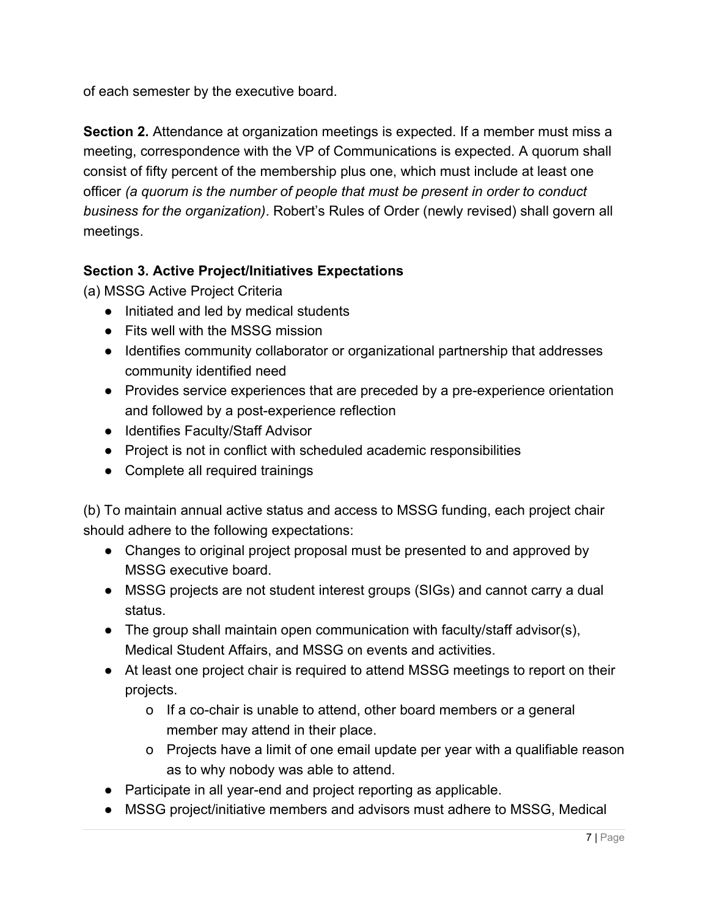of each semester by the executive board.

**Section 2.** Attendance at organization meetings is expected. If a member must miss a meeting, correspondence with the VP of Communications is expected. A quorum shall consist of fifty percent of the membership plus one, which must include at least one officer *(a quorum is the number of people that must be present in order to conduct business for the organization)*. Robert's Rules of Order (newly revised) shall govern all meetings.

**Section 3. Active Project/Initiatives Expectations**

(a) MSSG Active Project Criteria

- Initiated and led by medical students
- Fits well with the MSSG mission
- Identifies community collaborator or organizational partnership that addresses community identified need
- Provides service experiences that are preceded by a pre-experience orientation and followed by a post-experience reflection
- Identifies Faculty/Staff Advisor
- Project is not in conflict with scheduled academic responsibilities
- Complete all required trainings

(b) To maintain annual active status and access to MSSG funding, each project chair should adhere to the following expectations:

- Changes to original project proposal must be presented to and approved by MSSG executive board.
- MSSG projects are not student interest groups (SIGs) and cannot carry a dual status.
- The group shall maintain open communication with faculty/staff advisor(s), Medical Student Affairs, and MSSG on events and activities.
- At least one project chair is required to attend MSSG meetings to report on their projects.
    - If a co-chair is unable to attend, other board members or a general member may attend in their place.
    - Projects have a limit of one email update per year with a qualifiable reason as to why nobody was able to attend.
- Participate in all year-end and project reporting as applicable.
- MSSG project/initiative members and advisors must adhere to MSSG, Medical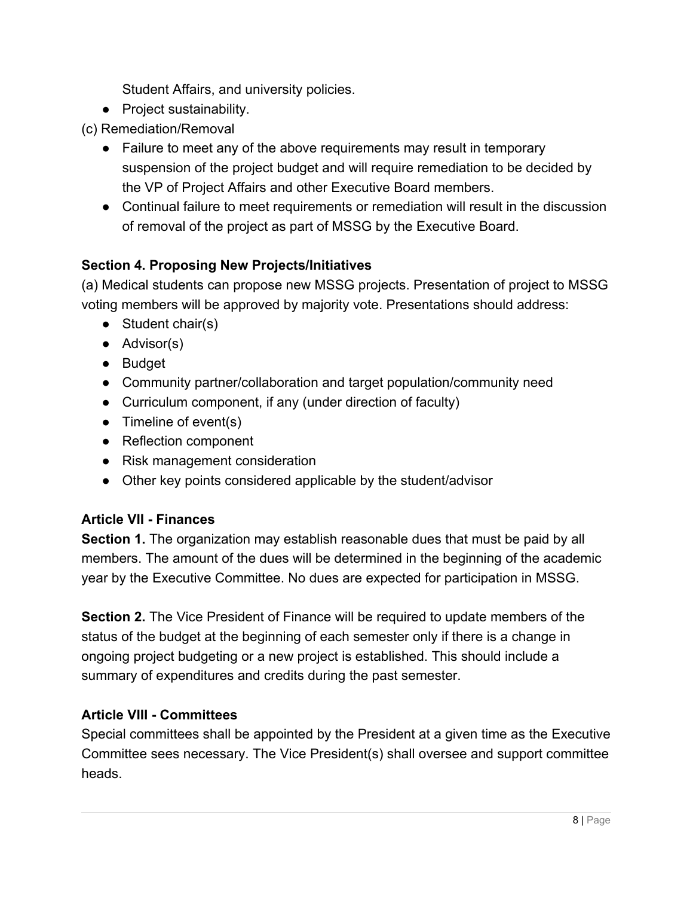Student Affairs, and university policies.
- Project sustainability.

(c) Remediation/Removal
- Failure to meet any of the above requirements may result in temporary suspension of the project budget and will require remediation to be decided by the VP of Project Affairs and other Executive Board members.
- Continual failure to meet requirements or remediation will result in the discussion of removal of the project as part of MSSG by the Executive Board.

**Section 4. Proposing New Projects/Initiatives**

(a) Medical students can propose new MSSG projects. Presentation of project to MSSG voting members will be approved by majority vote. Presentations should address:
- Student chair(s)
- Advisor(s)
- Budget
- Community partner/collaboration and target population/community need
- Curriculum component, if any (under direction of faculty)
- Timeline of event(s)
- Reflection component
- Risk management consideration
- Other key points considered applicable by the student/advisor

### Article VII - Finances

**Section 1.** The organization may establish reasonable dues that must be paid by all members. The amount of the dues will be determined in the beginning of the academic year by the Executive Committee. No dues are expected for participation in MSSG.

**Section 2.** The Vice President of Finance will be required to update members of the status of the budget at the beginning of each semester only if there is a change in ongoing project budgeting or a new project is established. This should include a summary of expenditures and credits during the past semester.

### Article VIII - Committees

Special committees shall be appointed by the President at a given time as the Executive Committee sees necessary. The Vice President(s) shall oversee and support committee heads.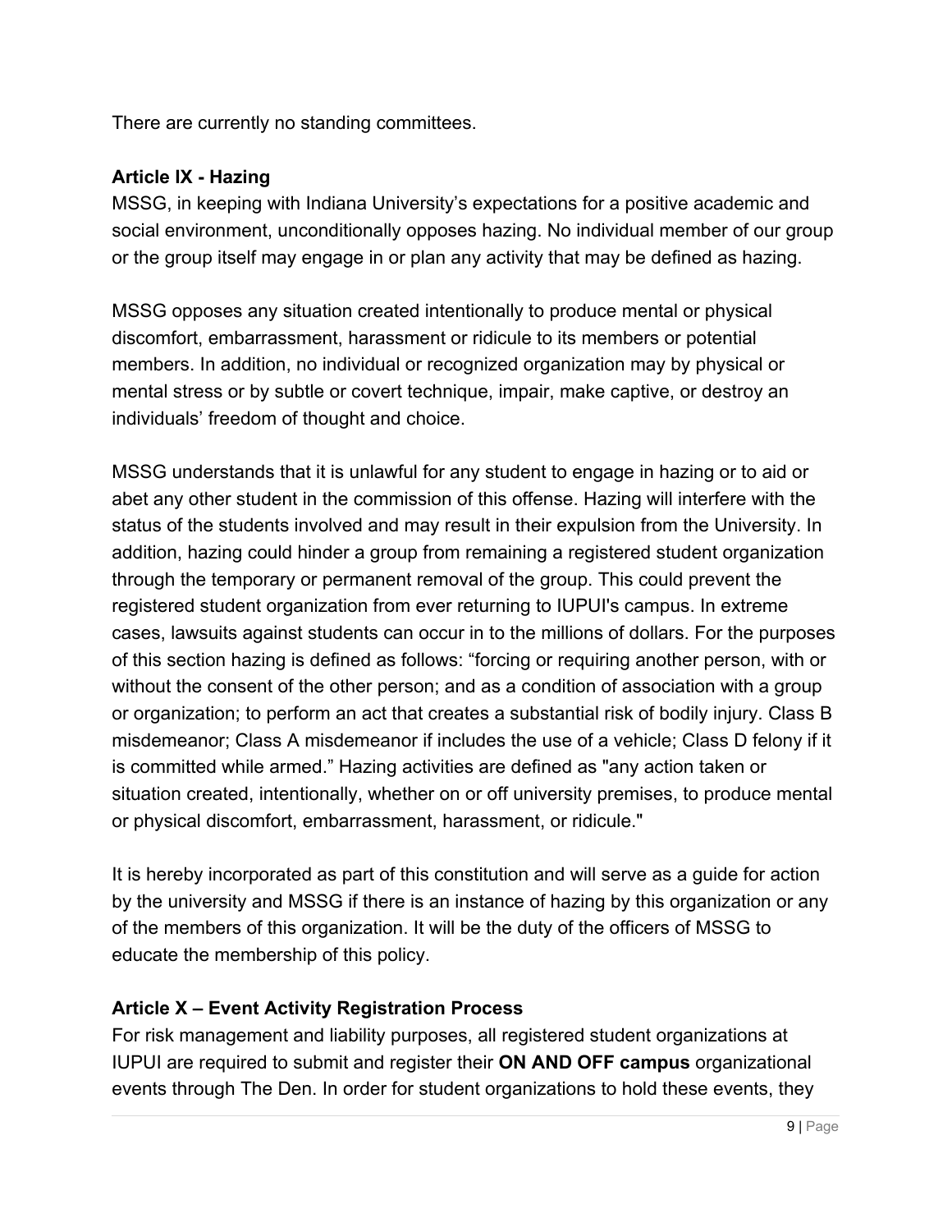There are currently no standing committees.

**Article IX - Hazing**

MSSG, in keeping with Indiana University's expectations for a positive academic and social environment, unconditionally opposes hazing. No individual member of our group or the group itself may engage in or plan any activity that may be defined as hazing.

MSSG opposes any situation created intentionally to produce mental or physical discomfort, embarrassment, harassment or ridicule to its members or potential members. In addition, no individual or recognized organization may by physical or mental stress or by subtle or covert technique, impair, make captive, or destroy an individuals' freedom of thought and choice.

MSSG understands that it is unlawful for any student to engage in hazing or to aid or abet any other student in the commission of this offense. Hazing will interfere with the status of the students involved and may result in their expulsion from the University. In addition, hazing could hinder a group from remaining a registered student organization through the temporary or permanent removal of the group. This could prevent the registered student organization from ever returning to IUPUI's campus. In extreme cases, lawsuits against students can occur in to the millions of dollars. For the purposes of this section hazing is defined as follows: "forcing or requiring another person, with or without the consent of the other person; and as a condition of association with a group or organization; to perform an act that creates a substantial risk of bodily injury. Class B misdemeanor; Class A misdemeanor if includes the use of a vehicle; Class D felony if it is committed while armed." Hazing activities are defined as "any action taken or situation created, intentionally, whether on or off university premises, to produce mental or physical discomfort, embarrassment, harassment, or ridicule."

It is hereby incorporated as part of this constitution and will serve as a guide for action by the university and MSSG if there is an instance of hazing by this organization or any of the members of this organization. It will be the duty of the officers of MSSG to educate the membership of this policy.

**Article X – Event Activity Registration Process**

For risk management and liability purposes, all registered student organizations at IUPUI are required to submit and register their **ON AND OFF campus** organizational events through The Den. In order for student organizations to hold these events, they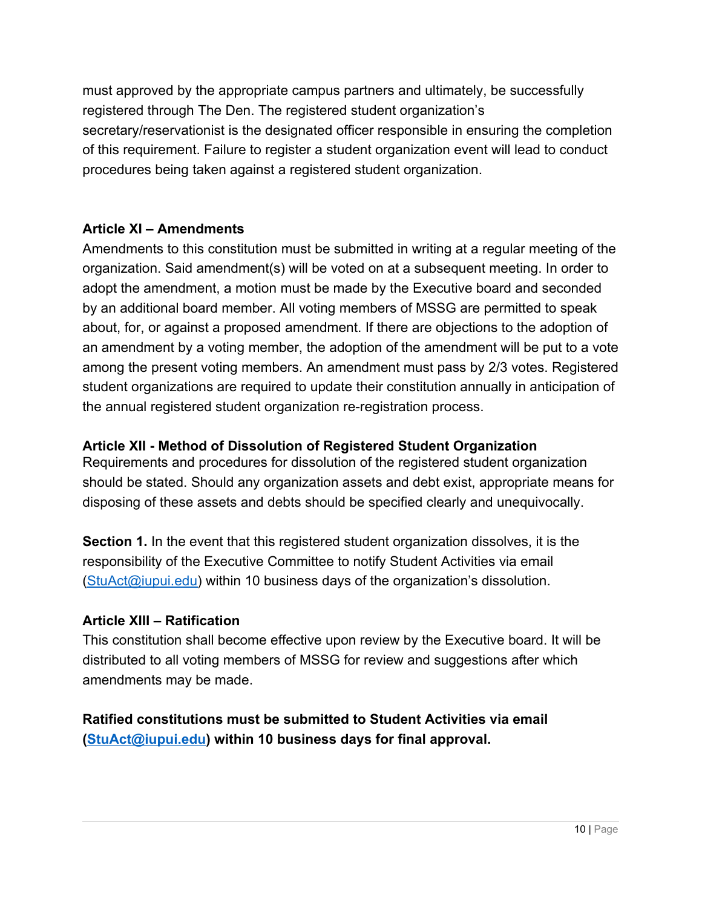must approved by the appropriate campus partners and ultimately, be successfully registered through The Den. The registered student organization's secretary/reservationist is the designated officer responsible in ensuring the completion of this requirement. Failure to register a student organization event will lead to conduct procedures being taken against a registered student organization.

**Article XI – Amendments**

Amendments to this constitution must be submitted in writing at a regular meeting of the organization. Said amendment(s) will be voted on at a subsequent meeting. In order to adopt the amendment, a motion must be made by the Executive board and seconded by an additional board member. All voting members of MSSG are permitted to speak about, for, or against a proposed amendment. If there are objections to the adoption of an amendment by a voting member, the adoption of the amendment will be put to a vote among the present voting members. An amendment must pass by 2/3 votes. Registered student organizations are required to update their constitution annually in anticipation of the annual registered student organization re-registration process.

**Article XII - Method of Dissolution of Registered Student Organization**

Requirements and procedures for dissolution of the registered student organization should be stated. Should any organization assets and debt exist, appropriate means for disposing of these assets and debts should be specified clearly and unequivocally.

**Section 1.** In the event that this registered student organization dissolves, it is the responsibility of the Executive Committee to notify Student Activities via email (StuAct@iupui.edu) within 10 business days of the organization's dissolution.

**Article XIII – Ratification**

This constitution shall become effective upon review by the Executive board. It will be distributed to all voting members of MSSG for review and suggestions after which amendments may be made.

**Ratified constitutions must be submitted to Student Activities via email (StuAct@iupui.edu) within 10 business days for final approval.**